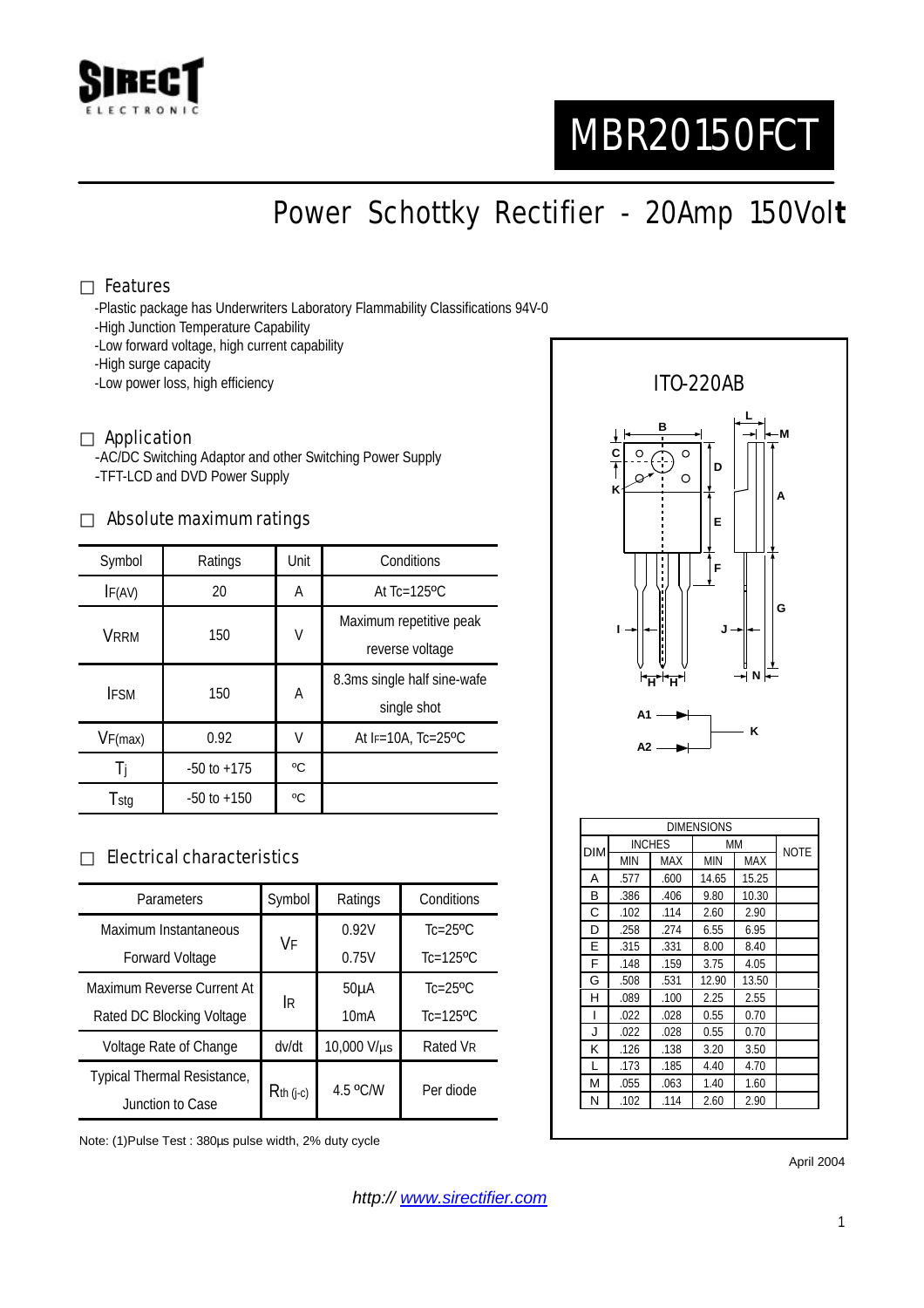SIRECT ELECTRONIC

# MBR20150FCT

## Power Schottky Rectifier - 20Amp 150Volt

### Features

- -Plastic package has Underwriters Laboratory Flammability Classifications 94V-0
- -High Junction Temperature Capability
- -Low forward voltage, high current capability
- -High surge capacity
- -Low power loss, high efficiency

### Application

- -AC/DC Switching Adaptor and other Switching Power Supply
- -TFT-LCD and DVD Power Supply

### Absolute maximum ratings

| Symbol | Ratings | Unit | Conditions |
|---|---|---|---|
| $I_{F(AV)}$ | 20 | A | At Tc=125ºC |
| $V_{RRM}$ | 150 | V | Maximum repetitive peak reverse voltage |
| $I_{FSM}$ | 150 | A | 8.3ms single half sine-wafe single shot |
| $V_{F(max)}$ | 0.92 | V | At IF=10A, Tc=25ºC |
| $T_j$ | -50 to +175 | ºC | |
| $T_{stg}$ | -50 to +150 | ºC | |

### Electrical characteristics

| Parameters | Symbol | Ratings | Conditions |
|---|---|---|---|
| Maximum Instantaneous Forward Voltage | $V_F$ | 0.92V | Tc=25ºC |
| | | 0.75V | Tc=125ºC |
| Maximum Reverse Current At Rated DC Blocking Voltage | $I_R$ | 50μA | Tc=25ºC |
| | | 10mA | Tc=125ºC |
| Voltage Rate of Change | dv/dt | 10,000 V/μs | Rated $V_R$ |
| Typical Thermal Resistance, Junction to Case | $R_{th\ (j-c)}$ | 4.5 ºC/W | Per diode |

Note: (1)Pulse Test : 380μs pulse width, 2% duty cycle

### ITO-220AB

| DIM | INCHES MIN | INCHES MAX | MM MIN | MM MAX | NOTE |
|---|---|---|---|---|---|
| A | .577 | .600 | 14.65 | 15.25 | |
| B | .386 | .406 | 9.80 | 10.30 | |
| C | .102 | .114 | 2.60 | 2.90 | |
| D | .258 | .274 | 6.55 | 6.95 | |
| E | .315 | .331 | 8.00 | 8.40 | |
| F | .148 | .159 | 3.75 | 4.05 | |
| G | .508 | .531 | 12.90 | 13.50 | |
| H | .089 | .100 | 2.25 | 2.55 | |
| I | .022 | .028 | 0.55 | 0.70 | |
| J | .022 | .028 | 0.55 | 0.70 | |
| K | .126 | .138 | 3.20 | 3.50 | |
| L | .173 | .185 | 4.40 | 4.70 | |
| M | .055 | .063 | 1.40 | 1.60 | |
| N | .102 | .114 | 2.60 | 2.90 | |

April 2004

*http:// www.sirectifier.com*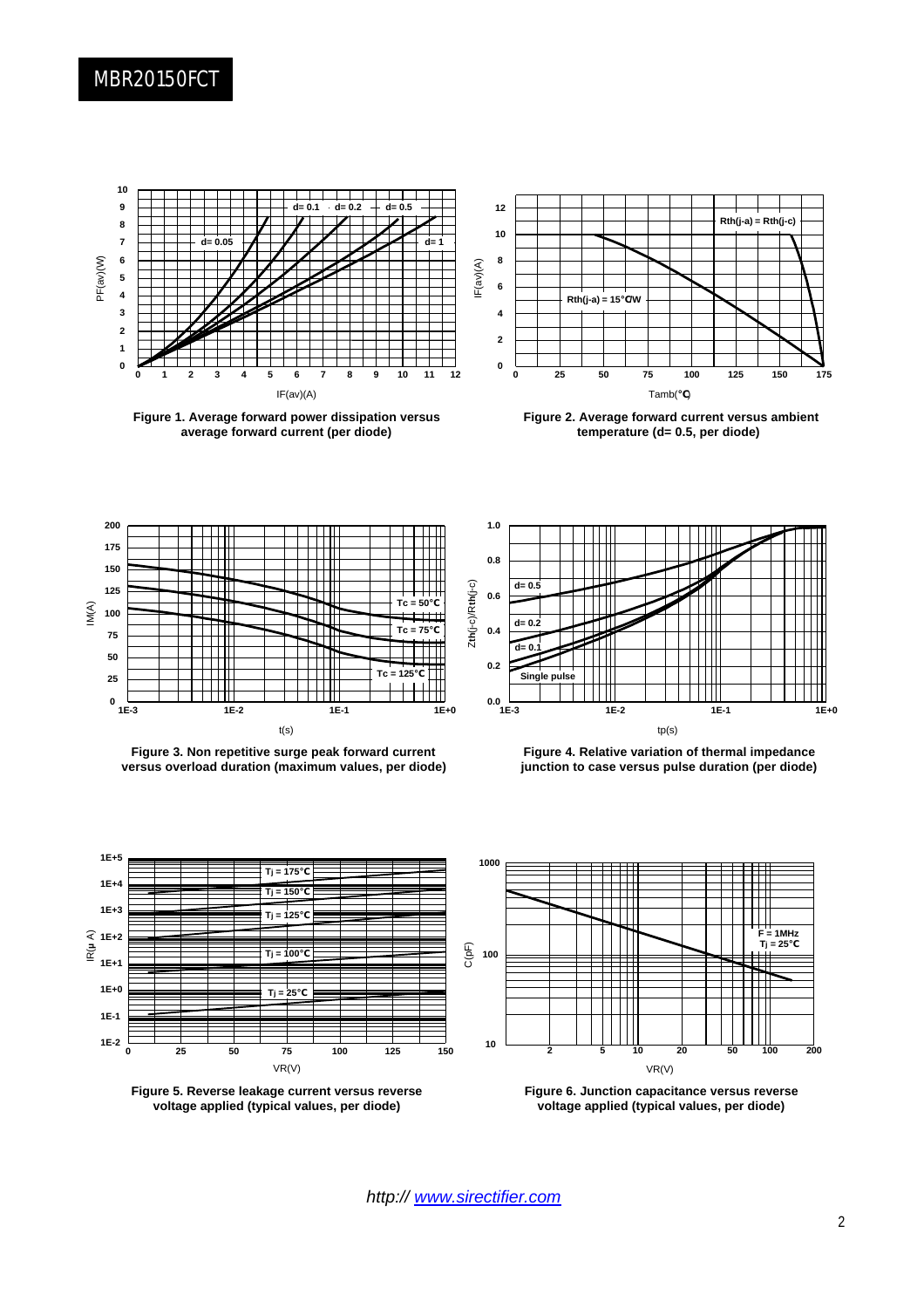Figure 1. Average forward power dissipation versus average forward current (per diode)

Figure 2. Average forward current versus ambient temperature (d= 0.5, per diode)

Figure 3. Non repetitive surge peak forward current versus overload duration (maximum values, per diode)

Figure 4. Relative variation of thermal impedance junction to case versus pulse duration (per diode)

Figure 5. Reverse leakage current versus reverse voltage applied (typical values, per diode)

Figure 6. Junction capacitance versus reverse voltage applied (typical values, per diode)

*http:// www.sirectifier.com*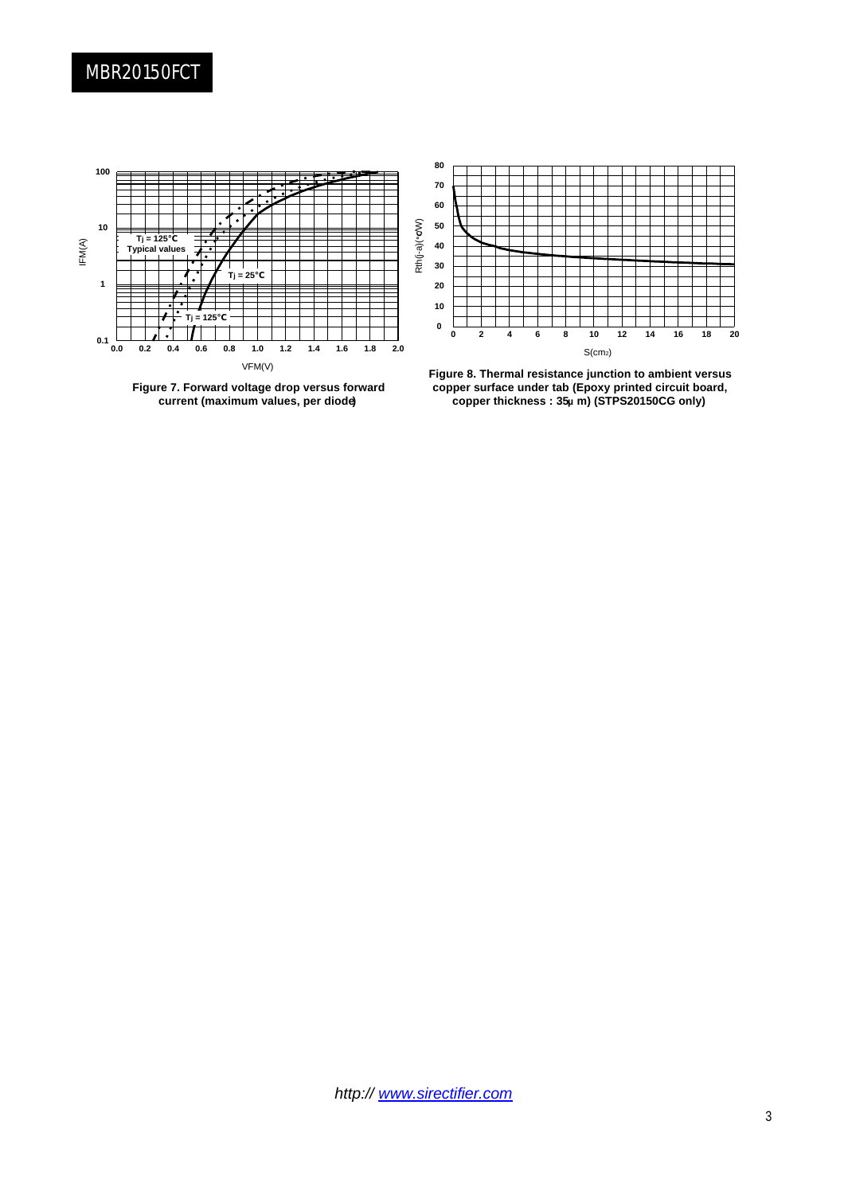# MBR20150FCT

100
10
1
0.1
IFM(A)
0.0 0.2 0.4 0.6 0.8 1.0 1.2 1.4 1.6 1.8 2.0
VFM(V)
Tj = 125°C
Typical values
Tj = 25°C
Tj = 125°C

Figure 7. Forward voltage drop versus forward current (maximum values, per diode)

80
70
60
50
40
30
20
10
0
Rth(j-a)(°C/W)
0 2 4 6 8 10 12 14 16 18 20
S(cm2)

Figure 8. Thermal resistance junction to ambient versus copper surface under tab (Epoxy printed circuit board, copper thickness : 35μ m) (STPS20150CG only)

*http:// www.sirectifier.com*